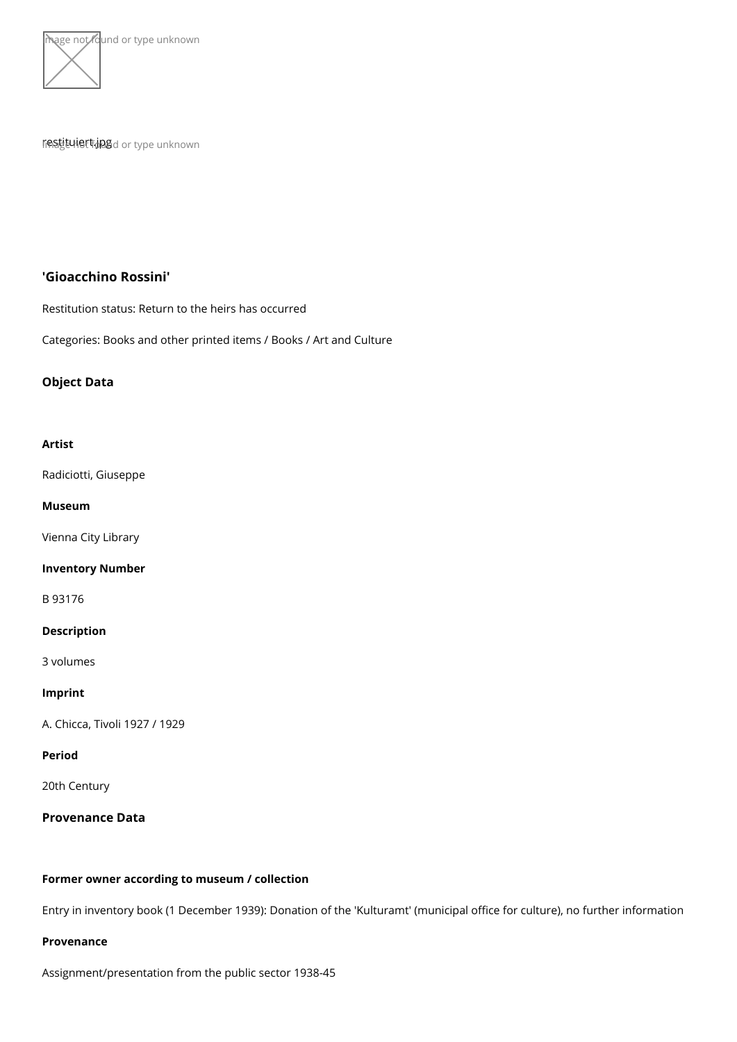## 'Gioacchino Rossini'

Restitution status: Return to the heirs has occurred

Categories: Books and other printed items / Books / Art and Culture

### Object Data

**Artist**

Radiciotti, Giuseppe

**Museum**

Vienna City Library

**Inventory Number**

B 93176

**Description**

3 volumes

**Imprint**

A. Chicca, Tivoli 1927 / 1929

**Period**

20th Century

### Provenance Data

**Former owner according to museum / collection**

Entry in inventory book (1 December 1939): Donation of the 'Kulturamt' (municipal office for culture), no further information

**Provenance**

Assignment/presentation from the public sector 1938-45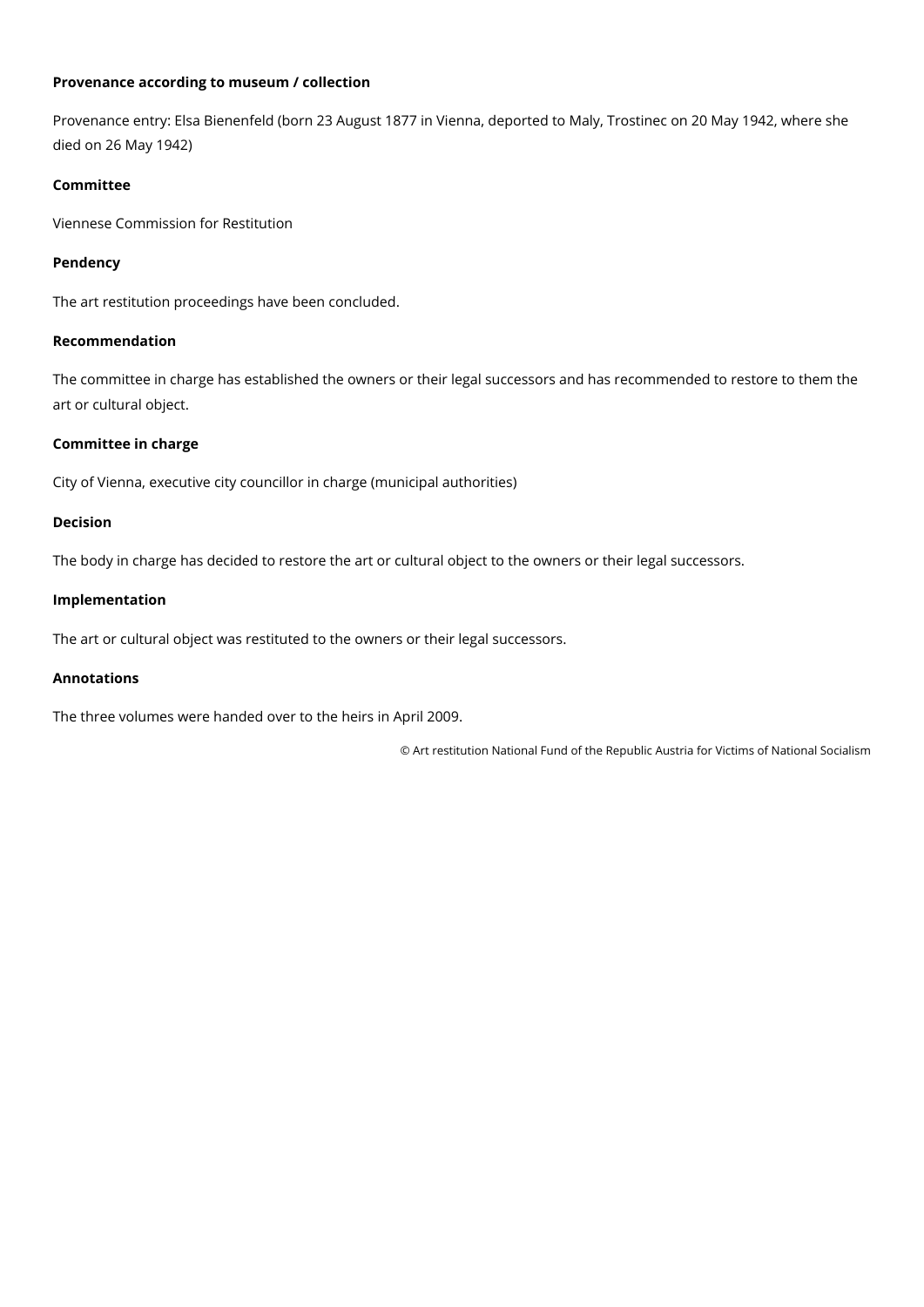**Provenance according to museum / collection**

Provenance entry: Elsa Bienenfeld (born 23 August 1877 in Vienna, deported to Maly, Trostinec on 20 May 1942, where she died on 26 May 1942)

**Committee**

Viennese Commission for Restitution

**Pendency**

The art restitution proceedings have been concluded.

**Recommendation**

The committee in charge has established the owners or their legal successors and has recommended to restore to them the art or cultural object.

**Committee in charge**

City of Vienna, executive city councillor in charge (municipal authorities)

**Decision**

The body in charge has decided to restore the art or cultural object to the owners or their legal successors.

**Implementation**

The art or cultural object was restituted to the owners or their legal successors.

**Annotations**

The three volumes were handed over to the heirs in April 2009.

© Art restitution National Fund of the Republic Austria for Victims of National Socialism